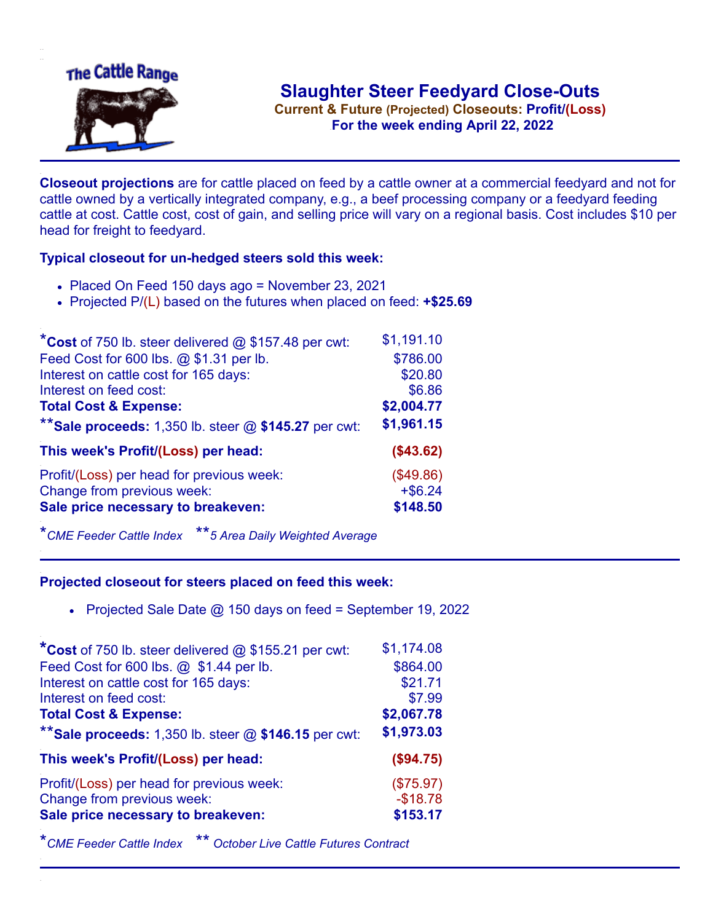The Cattle Range

# Slaughter Steer Feedyard Close-Outs

**Current & Future (Projected) Closeouts: Profit/(Loss)**

**For the week ending April 22, 2022**

---

**Closeout projections** are for cattle placed on feed by a cattle owner at a commercial feedyard and not for cattle owned by a vertically integrated company, e.g., a beef processing company or a feedyard feeding cattle at cost. Cattle cost, cost of gain, and selling price will vary on a regional basis. Cost includes $10 per head for freight to feedyard.

### Typical closeout for un-hedged steers sold this week:

- Placed On Feed 150 days ago = November 23, 2021
- Projected P/(L) based on the futures when placed on feed: **+$25.69**

| | |
|---|---|
| *__Cost__ of 750 lb. steer delivered @ $157.48 per cwt: | $1,191.10 |
| Feed Cost for 600 lbs. @ $1.31 per lb. | $786.00 |
| Interest on cattle cost for 165 days: | $20.80 |
| Interest on feed cost: | $6.86 |
| **Total Cost & Expense:** | **$2,004.77** |
| **__Sale proceeds:__ 1,350 lb. steer @ **$145.27** per cwt: | **$1,961.15** |
| **This week's Profit/(Loss) per head:** | **($43.62)** |
| Profit/(Loss) per head for previous week: | ($49.86) |
| Change from previous week: | +$6.24 |
| **Sale price necessary to breakeven:** | **$148.50** |

*\*CME Feeder Cattle Index  \*\*5 Area Daily Weighted Average*

---

### Projected closeout for steers placed on feed this week:

- Projected Sale Date @ 150 days on feed = September 19, 2022

| | |
|---|---|
| *__Cost__ of 750 lb. steer delivered @ $155.21 per cwt: | $1,174.08 |
| Feed Cost for 600 lbs. @ $1.44 per lb. | $864.00 |
| Interest on cattle cost for 165 days: | $21.71 |
| Interest on feed cost: | $7.99 |
| **Total Cost & Expense:** | **$2,067.78** |
| **__Sale proceeds:__ 1,350 lb. steer @ **$146.15** per cwt: | **$1,973.03** |
| **This week's Profit/(Loss) per head:** | **($94.75)** |
| Profit/(Loss) per head for previous week: | ($75.97) |
| Change from previous week: | -$18.78 |
| **Sale price necessary to breakeven:** | **$153.17** |

*\*CME Feeder Cattle Index  \*\* October Live Cattle Futures Contract*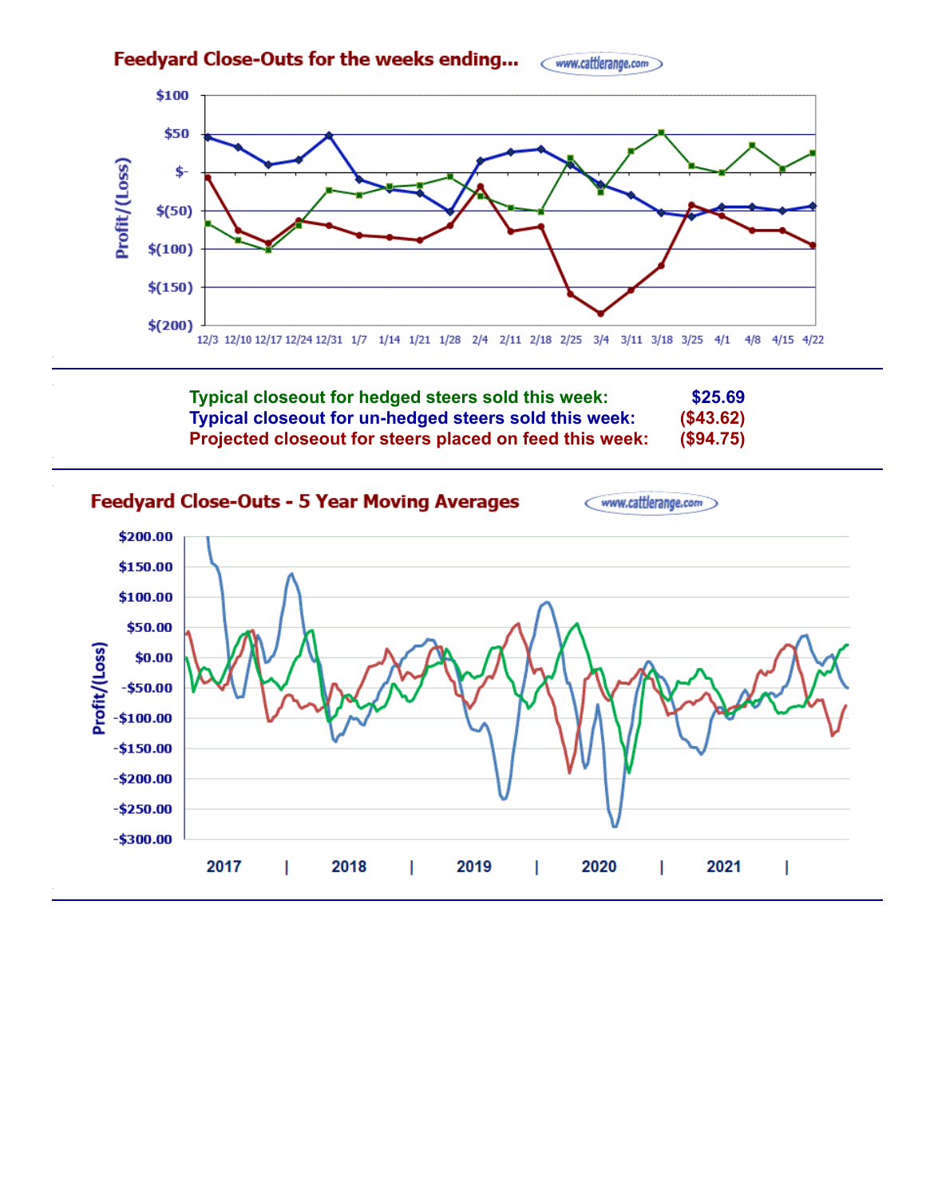## Feedyard Close-Outs for the weeks ending...

www.cattlerange.com

$100
$50
$-
$(50)
$(100)
$(150)
$(200)

Profit/(Loss)

12/3 12/10 12/17 12/24 12/31 1/7 1/14 1/21 1/28 2/4 2/11 2/18 2/25 3/4 3/11 3/18 3/25 4/1 4/8 4/15 4/22

**Typical closeout for hedged steers sold this week: $25.69**
**Typical closeout for un-hedged steers sold this week: ($43.62)**
**Projected closeout for steers placed on feed this week: ($94.75)**

## Feedyard Close-Outs - 5 Year Moving Averages

www.cattlerange.com

$200.00
$150.00
$100.00
$50.00
$0.00
-$50.00
-$100.00
-$150.00
-$200.00
-$250.00
-$300.00

Profit/(Loss)

2017 | 2018 | 2019 | 2020 | 2021 |